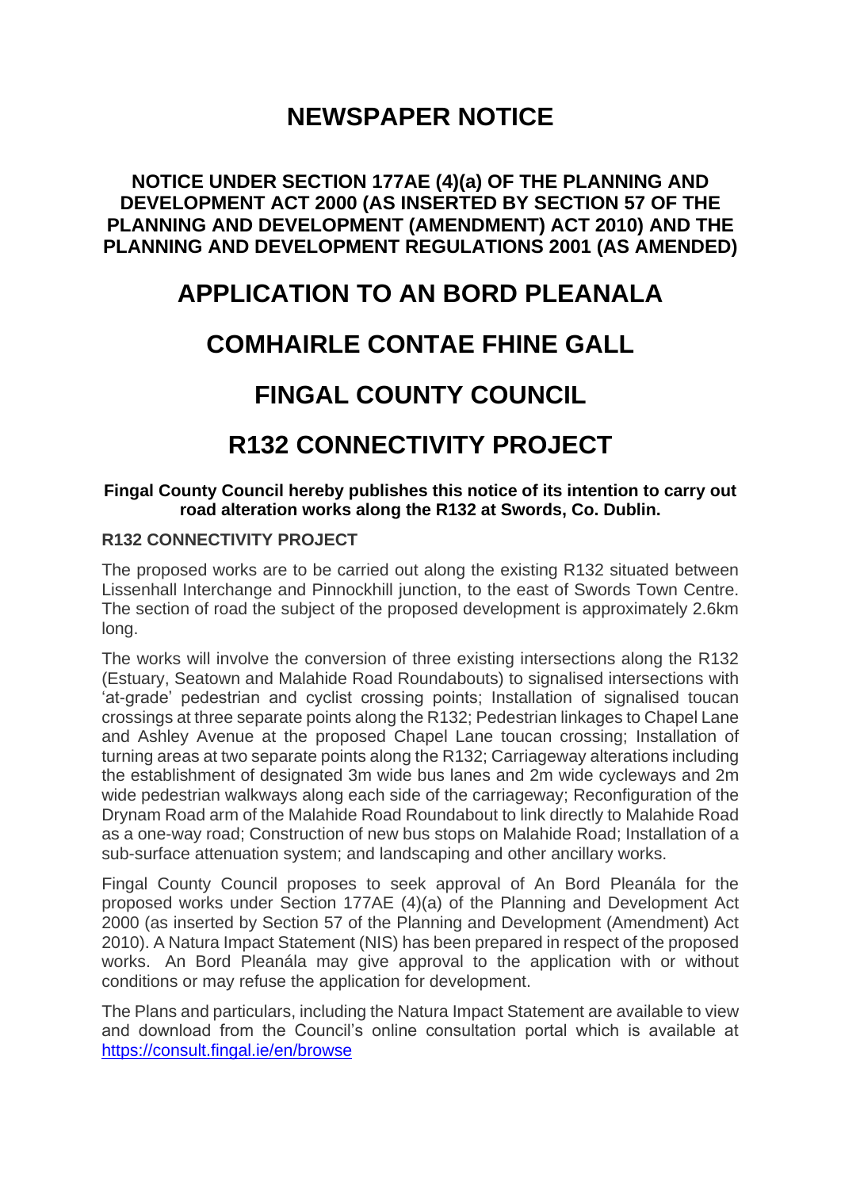# NEWSPAPER NOTICE

**NOTICE UNDER SECTION 177AE (4)(a) OF THE PLANNING AND DEVELOPMENT ACT 2000 (AS INSERTED BY SECTION 57 OF THE PLANNING AND DEVELOPMENT (AMENDMENT) ACT 2010) AND THE PLANNING AND DEVELOPMENT REGULATIONS 2001 (AS AMENDED)**

# APPLICATION TO AN BORD PLEANALA

# COMHAIRLE CONTAE FHINE GALL

# FINGAL COUNTY COUNCIL

# R132 CONNECTIVITY PROJECT

**Fingal County Council hereby publishes this notice of its intention to carry out road alteration works along the R132 at Swords, Co. Dublin.**

**R132 CONNECTIVITY PROJECT**

The proposed works are to be carried out along the existing R132 situated between Lissenhall Interchange and Pinnockhill junction, to the east of Swords Town Centre. The section of road the subject of the proposed development is approximately 2.6km long.

The works will involve the conversion of three existing intersections along the R132 (Estuary, Seatown and Malahide Road Roundabouts) to signalised intersections with 'at-grade' pedestrian and cyclist crossing points; Installation of signalised toucan crossings at three separate points along the R132; Pedestrian linkages to Chapel Lane and Ashley Avenue at the proposed Chapel Lane toucan crossing; Installation of turning areas at two separate points along the R132; Carriageway alterations including the establishment of designated 3m wide bus lanes and 2m wide cycleways and 2m wide pedestrian walkways along each side of the carriageway; Reconfiguration of the Drynam Road arm of the Malahide Road Roundabout to link directly to Malahide Road as a one-way road; Construction of new bus stops on Malahide Road; Installation of a sub-surface attenuation system; and landscaping and other ancillary works.

Fingal County Council proposes to seek approval of An Bord Pleanála for the proposed works under Section 177AE (4)(a) of the Planning and Development Act 2000 (as inserted by Section 57 of the Planning and Development (Amendment) Act 2010). A Natura Impact Statement (NIS) has been prepared in respect of the proposed works. An Bord Pleanála may give approval to the application with or without conditions or may refuse the application for development.

The Plans and particulars, including the Natura Impact Statement are available to view and download from the Council's online consultation portal which is available at https://consult.fingal.ie/en/browse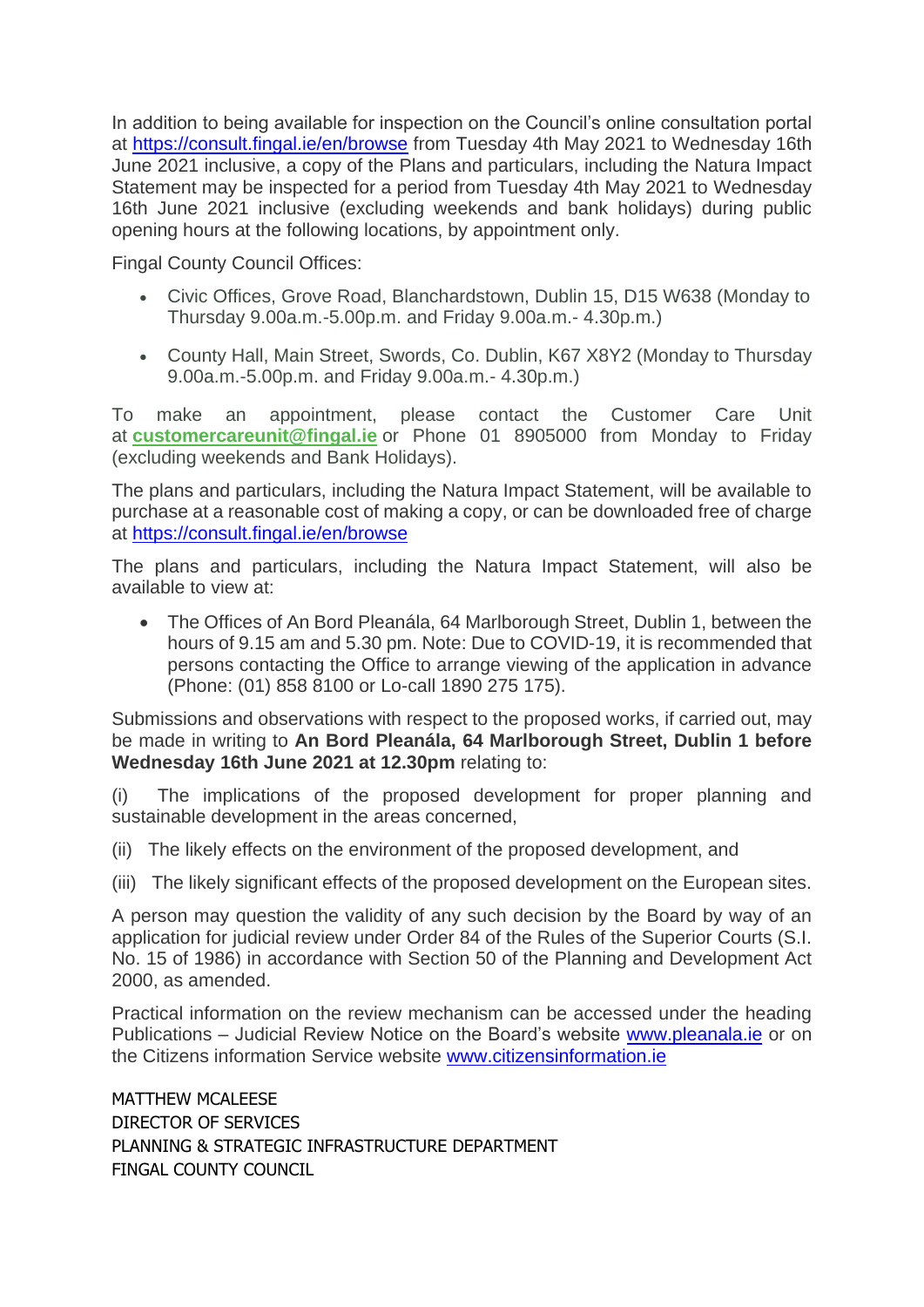In addition to being available for inspection on the Council's online consultation portal at https://consult.fingal.ie/en/browse from Tuesday 4th May 2021 to Wednesday 16th June 2021 inclusive, a copy of the Plans and particulars, including the Natura Impact Statement may be inspected for a period from Tuesday 4th May 2021 to Wednesday 16th June 2021 inclusive (excluding weekends and bank holidays) during public opening hours at the following locations, by appointment only.

Fingal County Council Offices:

- Civic Offices, Grove Road, Blanchardstown, Dublin 15, D15 W638 (Monday to Thursday 9.00a.m.-5.00p.m. and Friday 9.00a.m.- 4.30p.m.)
- County Hall, Main Street, Swords, Co. Dublin, K67 X8Y2 (Monday to Thursday 9.00a.m.-5.00p.m. and Friday 9.00a.m.- 4.30p.m.)

To make an appointment, please contact the Customer Care Unit at **customercareunit@fingal.ie** or Phone 01 8905000 from Monday to Friday (excluding weekends and Bank Holidays).

The plans and particulars, including the Natura Impact Statement, will be available to purchase at a reasonable cost of making a copy, or can be downloaded free of charge at https://consult.fingal.ie/en/browse

The plans and particulars, including the Natura Impact Statement, will also be available to view at:

- The Offices of An Bord Pleanála, 64 Marlborough Street, Dublin 1, between the hours of 9.15 am and 5.30 pm. Note: Due to COVID-19, it is recommended that persons contacting the Office to arrange viewing of the application in advance (Phone: (01) 858 8100 or Lo-call 1890 275 175).

Submissions and observations with respect to the proposed works, if carried out, may be made in writing to **An Bord Pleanála, 64 Marlborough Street, Dublin 1 before Wednesday 16th June 2021 at 12.30pm** relating to:

(i) The implications of the proposed development for proper planning and sustainable development in the areas concerned,

(ii) The likely effects on the environment of the proposed development, and

(iii) The likely significant effects of the proposed development on the European sites.

A person may question the validity of any such decision by the Board by way of an application for judicial review under Order 84 of the Rules of the Superior Courts (S.I. No. 15 of 1986) in accordance with Section 50 of the Planning and Development Act 2000, as amended.

Practical information on the review mechanism can be accessed under the heading Publications – Judicial Review Notice on the Board's website www.pleanala.ie or on the Citizens information Service website www.citizensinformation.ie

MATTHEW MCALEESE
DIRECTOR OF SERVICES
PLANNING & STRATEGIC INFRASTRUCTURE DEPARTMENT
FINGAL COUNTY COUNCIL